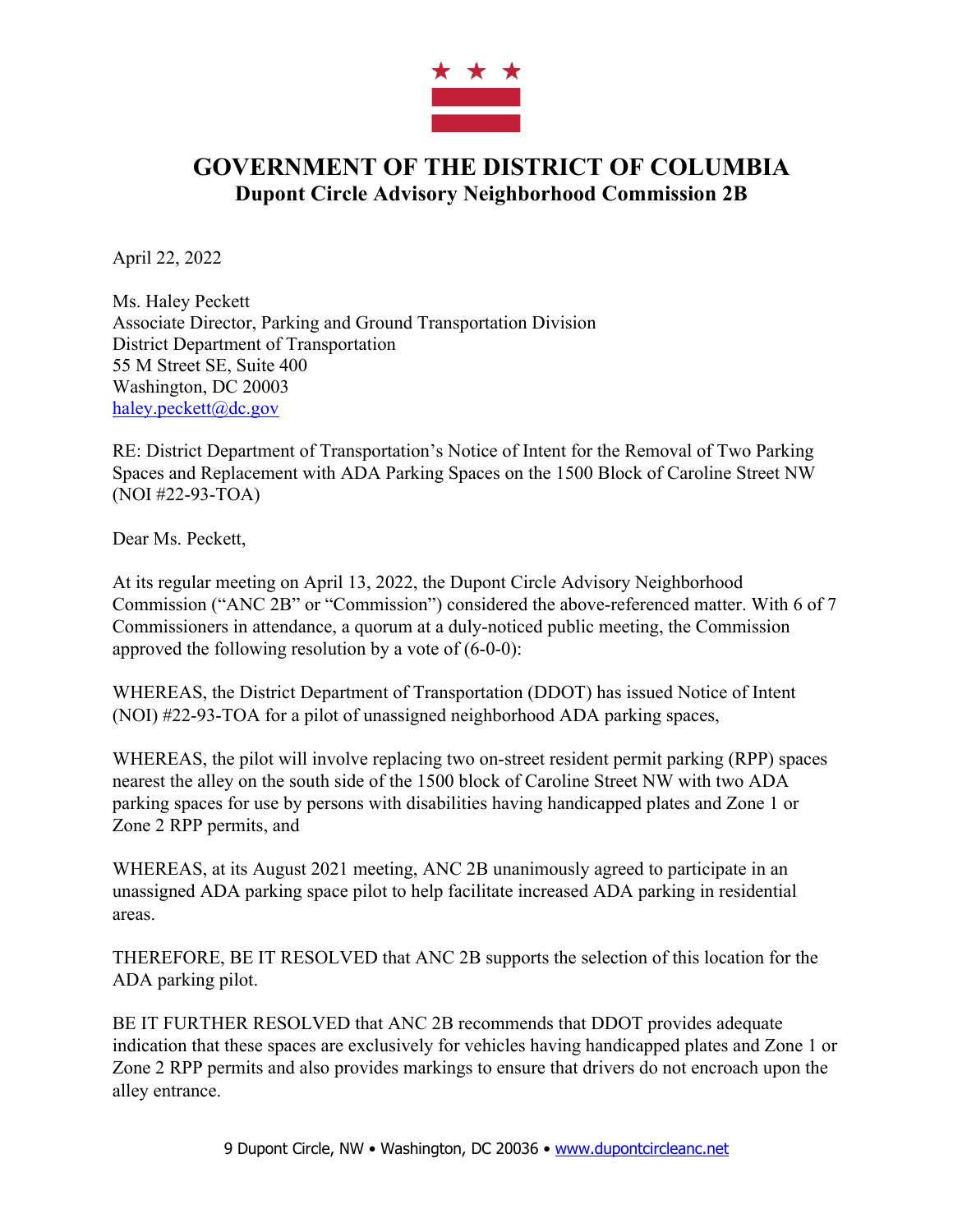# GOVERNMENT OF THE DISTRICT OF COLUMBIA

## Dupont Circle Advisory Neighborhood Commission 2B

April 22, 2022

Ms. Haley Peckett
Associate Director, Parking and Ground Transportation Division
District Department of Transportation
55 M Street SE, Suite 400
Washington, DC 20003
haley.peckett@dc.gov

RE: District Department of Transportation's Notice of Intent for the Removal of Two Parking Spaces and Replacement with ADA Parking Spaces on the 1500 Block of Caroline Street NW (NOI #22-93-TOA)

Dear Ms. Peckett,

At its regular meeting on April 13, 2022, the Dupont Circle Advisory Neighborhood Commission ("ANC 2B" or "Commission") considered the above-referenced matter. With 6 of 7 Commissioners in attendance, a quorum at a duly-noticed public meeting, the Commission approved the following resolution by a vote of (6-0-0):

WHEREAS, the District Department of Transportation (DDOT) has issued Notice of Intent (NOI) #22-93-TOA for a pilot of unassigned neighborhood ADA parking spaces,

WHEREAS, the pilot will involve replacing two on-street resident permit parking (RPP) spaces nearest the alley on the south side of the 1500 block of Caroline Street NW with two ADA parking spaces for use by persons with disabilities having handicapped plates and Zone 1 or Zone 2 RPP permits, and

WHEREAS, at its August 2021 meeting, ANC 2B unanimously agreed to participate in an unassigned ADA parking space pilot to help facilitate increased ADA parking in residential areas.

THEREFORE, BE IT RESOLVED that ANC 2B supports the selection of this location for the ADA parking pilot.

BE IT FURTHER RESOLVED that ANC 2B recommends that DDOT provides adequate indication that these spaces are exclusively for vehicles having handicapped plates and Zone 1 or Zone 2 RPP permits and also provides markings to ensure that drivers do not encroach upon the alley entrance.

9 Dupont Circle, NW • Washington, DC 20036 • www.dupontcircleanc.net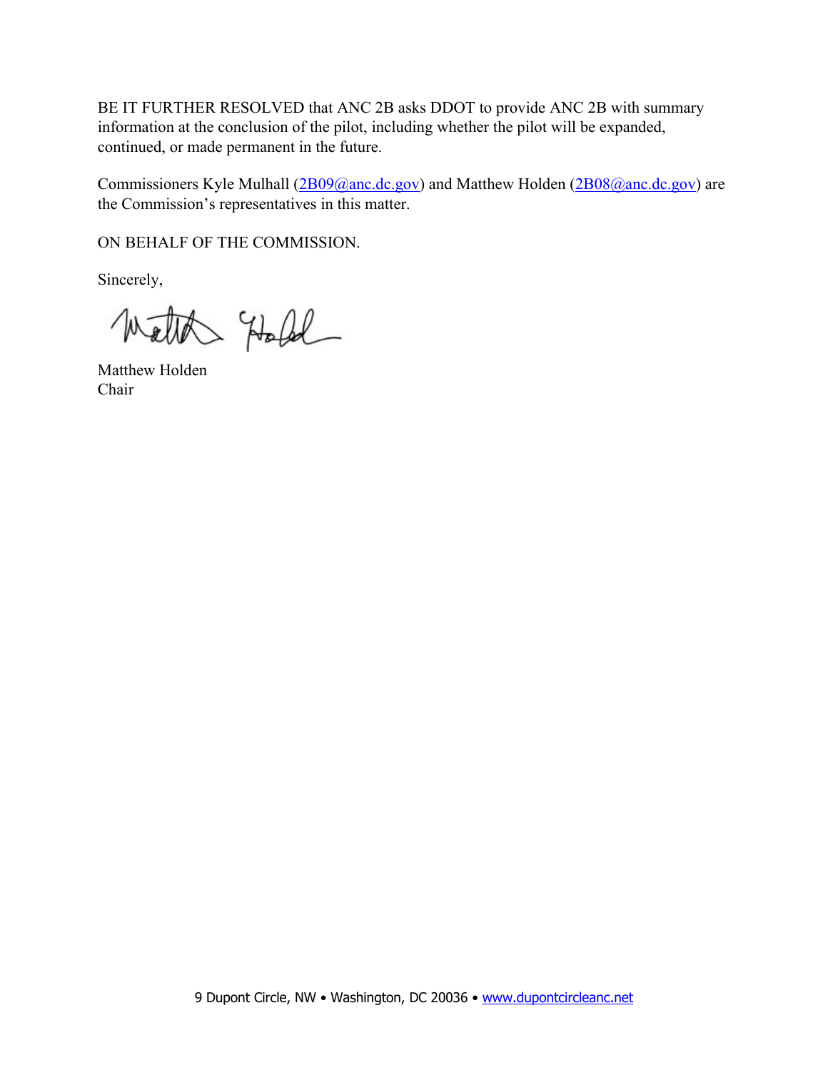BE IT FURTHER RESOLVED that ANC 2B asks DDOT to provide ANC 2B with summary information at the conclusion of the pilot, including whether the pilot will be expanded, continued, or made permanent in the future.

Commissioners Kyle Mulhall (2B09@anc.dc.gov) and Matthew Holden (2B08@anc.dc.gov) are the Commission's representatives in this matter.

ON BEHALF OF THE COMMISSION.

Sincerely,

Matthew Holden
Chair

9 Dupont Circle, NW • Washington, DC 20036 • www.dupontcircleanc.net